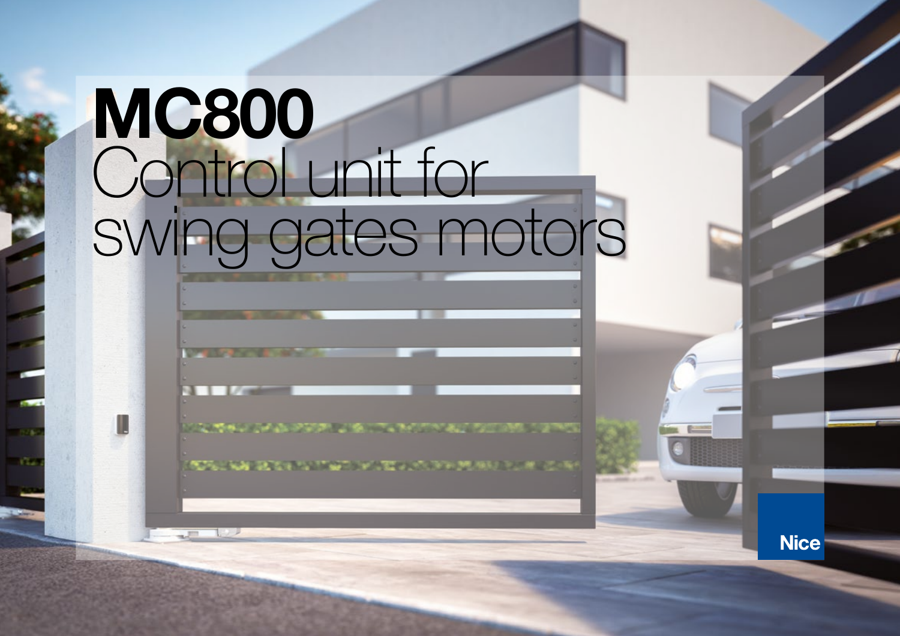# MC800

## Control unit for swing gates motors

Nice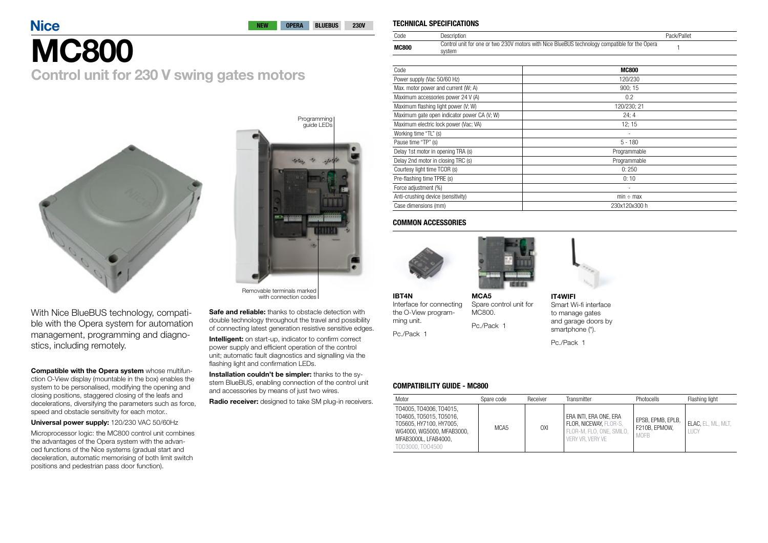Nice

NEW | OPERA | BLUEBUS | 230V

# MC800

## Control unit for 230 V swing gates motors

Programming guide LEDs

Removable terminals marked with connection codes

With Nice BlueBUS technology, compatible with the Opera system for automation management, programming and diagnostics, including remotely.

**Compatible with the Opera system** whose multifunction O-View display (mountable in the box) enables the system to be personalised, modifying the opening and closing positions, staggered closing of the leafs and decelerations, diversifying the parameters such as force, speed and obstacle sensitivity for each motor..

**Universal power supply:** 120/230 VAC 50/60Hz

Microprocessor logic: the MC800 control unit combines the advantages of the Opera system with the advanced functions of the Nice systems (gradual start and deceleration, automatic memorising of both limit switch positions and pedestrian pass door function).

**Safe and reliable:** thanks to obstacle detection with double technology throughout the travel and possibility of connecting latest generation resistive sensitive edges.

**Intelligent:** on start-up, indicator to confirm correct power supply and efficient operation of the control unit; automatic fault diagnostics and signalling via the flashing light and confirmation LEDs.

**Installation couldn't be simpler:** thanks to the system BlueBUS, enabling connection of the control unit and accessories by means of just two wires.

**Radio receiver:** designed to take SM plug-in receivers.

### TECHNICAL SPECIFICATIONS

| Code | Description | Pack/Pallet |
|---|---|---|
| **MC800** | Control unit for one or two 230V motors with Nice BlueBUS technology compatible for the Opera system | 1 |

| Code | **MC800** |
|---|---|
| Power supply (Vac 50/60 Hz) | 120/230 |
| Max. motor power and current (W; A) | 900; 15 |
| Maximum accessories power 24 V (A) | 0.2 |
| Maximum flashing light power (V; W) | 120/230; 21 |
| Maximum gate open indicator power CA (V; W) | 24; 4 |
| Maximum electric lock power (Vac; VA) | 12; 15 |
| Working time "TL" (s) | - |
| Pause time "TP" (s) | 5 - 180 |
| Delay 1st motor in opening TRA (s) | Programmable |
| Delay 2nd motor in closing TRC (s) | Programmable |
| Courtesy light time TCOR (s) | 0: 250 |
| Pre-flashing time TPRE (s) | 0: 10 |
| Force adjustment (%) | - |
| Anti-crushing device (sensitivity) | min ÷ max |
| Case dimensions (mm) | 230x120x300 h |

### COMMON ACCESSORIES

**IBT4N**
Interface for connecting the O-View programming unit.

Pc./Pack 1

**MCA5**
Spare control unit for MC800.

Pc./Pack 1

**IT4WIFI**
Smart Wi-fi interface to manage gates and garage doors by smartphone (*).

Pc./Pack 1

### COMPATIBILITY GUIDE - MC800

| Motor | Spare code | Receiver | Transmitter | Photocells | Flashing light |
|---|---|---|---|---|---|
| TO4005, TO4006, TO4015, TO4605, TO5015, TO5016, TO5605, HY7100, HY7005, WG4000, WG5000, MFAB3000, MFAB3000L, LFAB4000, TOO3000, TOO4500 | MCA5 | OXI | ERA INTI, ERA ONE, ERA FLOR, NICEWAY, FLOR-S, FLOR-M, FLO, ONE, SMILO, VERY VR, VERY VE | EPSB, EPMB, EPLB, F210B, EPMOW, MOFB | ELAC, EL, ML, MLT, LUCY |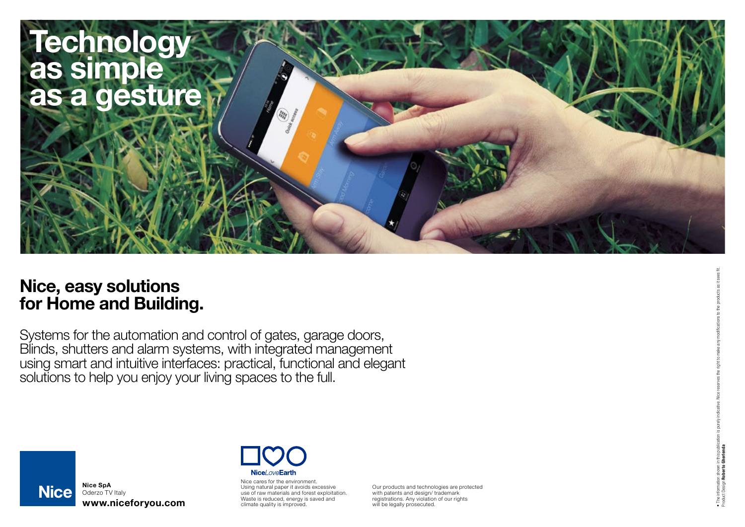# Technology as simple as a gesture

## Nice, easy solutions for Home and Building.

Systems for the automation and control of gates, garage doors, Blinds, shutters and alarm systems, with integrated management using smart and intuitive interfaces: practical, functional and elegant solutions to help you enjoy your living spaces to the full.

Nice

**Nice SpA**
Oderzo TV Italy
**www.niceforyou.com**

**Nice***Love***Earth**

Nice cares for the environment.
Using natural paper it avoids excessive use of raw materials and forest exploitation.
Waste is reduced, energy is saved and climate quality is improved.

Our products and technologies are protected with patents and design/ trademark registrations. Any violation of our rights will be legally prosecuted.

• The information shown in this publication is purely indicative. Nice reserves the right to make any modifications to the products as it sees fit.
Product Design **Roberto Gherlenda**